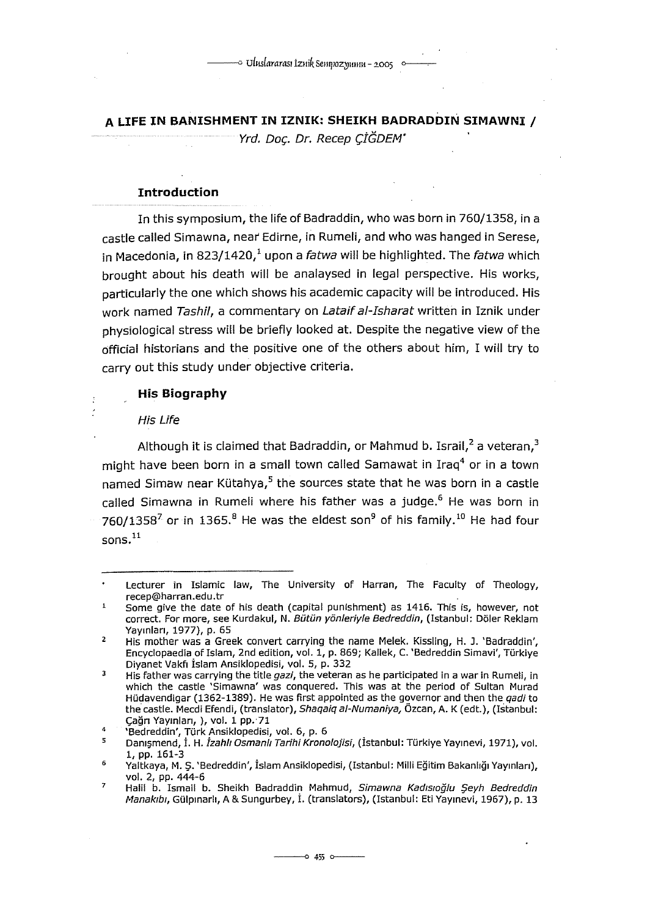# A LIFE IN BANISHMENT IN IZNIK: SHEIKH BADRADDIN SIMAWNI /

Yrd. Doç. Dr. Recep ÇİĞDEM*

## Introduction

In this symposium, the life of Badraddin, who was born in 760/1358, in a castle called Simawna, near Edirne, in Rumeli, and who was hanged in Serese, in Macedonia, in 823/1420,[1] upon a *fatwa* will be highlighted. The *fatwa* which brought about his death will be analaysed in legal perspective. His works, particularly the one which shows his academic capacity will be introduced. His work named *Tashil*, a commentary on *Lataif al-Isharat* written in Iznik under physiological stress will be briefly looked at. Despite the negative view of the official historians and the positive one of the others about him, I will try to carry out this study under objective criteria.

## His Biography

### *His Life*

Although it is claimed that Badraddin, or Mahmud b. Israil,[2] a veteran,[3] might have been born in a small town called Samawat in Iraq[4] or in a town named Simaw near Kütahya,[5] the sources state that he was born in a castle called Simawna in Rumeli where his father was a judge.[6] He was born in 760/1358[7] or in 1365.[8] He was the eldest son[9] of his family.[10] He had four sons.[11]

---

\* Lecturer in Islamic law, The University of Harran, The Faculty of Theology, recep@harran.edu.tr

1. Some give the date of his death (capital punishment) as 1416. This is, however, not correct. For more, see Kurdakul, N. *Bütün yönleriyle Bedreddin*, (Istanbul: Döler Reklam Yayınları, 1977), p. 65
2. His mother was a Greek convert carrying the name Melek. Kissling, H. J. 'Badraddin', Encyclopaedia of Islam, 2nd edition, vol. 1, p. 869; Kallek, C. 'Bedreddin Simavi', Türkiye Diyanet Vakfı İslam Ansiklopedisi, vol. 5, p. 332
3. His father was carrying the title *gazi*, the veteran as he participated in a war in Rumeli, in which the castle 'Simawna' was conquered. This was at the period of Sultan Murad Hüdavendigar (1362-1389). He was first appointed as the governor and then the *qadi* to the castle. Mecdi Efendi, (translator), *Shaqaiq al-Numaniya*, Özcan, A. K (edt.), (Istanbul: Çağrı Yayınları, ), vol. 1 pp. 71
4. 'Bedreddin', Türk Ansiklopedisi, vol. 6, p. 6
5. Danışmend, İ. H. *İzahlı Osmanlı Tarihi Kronolojisi*, (İstanbul: Türkiye Yayınevi, 1971), vol. 1, pp. 161-3
6. Yaltkaya, M. Ş. 'Bedreddin', İslam Ansiklopedisi, (Istanbul: Milli Eğitim Bakanlığı Yayınları), vol. 2, pp. 444-6
7. Halil b. Ismail b. Sheikh Badraddin Mahmud, *Simawna Kadısıoğlu Şeyh Bedreddin Manakıbı*, Gülpınarlı, A & Sungurbey, İ. (translators), (Istanbul: Eti Yayınevi, 1967), p. 13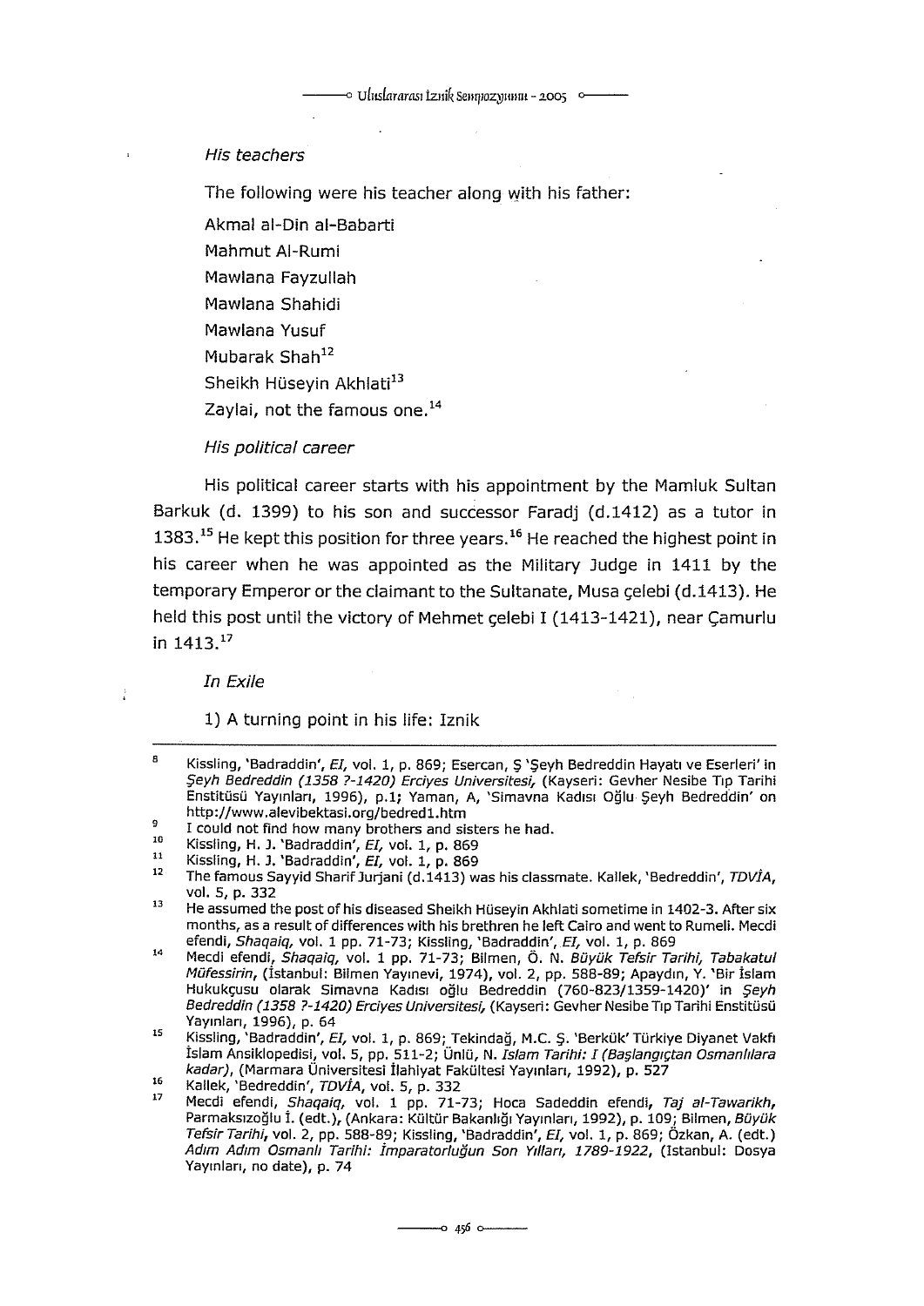*His teachers*

The following were his teacher along with his father:

Akmal al-Din al-Babarti

Mahmut Al-Rumi

Mawlana Fayzullah

Mawlana Shahidi

Mawlana Yusuf

Mubarak Shah[12]

Sheikh Hüseyin Akhlati[13]

Zaylai, not the famous one.[14]

*His political career*

His political career starts with his appointment by the Mamluk Sultan Barkuk (d. 1399) to his son and successor Faradj (d.1412) as a tutor in 1383.[15] He kept this position for three years.[16] He reached the highest point in his career when he was appointed as the Military Judge in 1411 by the temporary Emperor or the claimant to the Sultanate, Musa çelebi (d.1413). He held this post until the victory of Mehmet çelebi I (1413-1421), near Çamurlu in 1413.[17]

*In Exile*

1) A turning point in his life: Iznik

---

[8] Kissling, 'Badraddin', *EI*, vol. 1, p. 869; Esercan, Ş 'Şeyh Bedreddin Hayatı ve Eserleri' in *Şeyh Bedreddin (1358 ?-1420) Erciyes Universitesi*, (Kayseri: Gevher Nesibe Tıp Tarihi Enstitüsü Yayınları, 1996), p.1; Yaman, A, 'Simavna Kadısı Oğlu Şeyh Bedreddin' on http://www.alevibektasi.org/bedred1.htm

[9] I could not find how many brothers and sisters he had.

[10] Kissling, H. J. 'Badraddin', *EI*, vol. 1, p. 869

[11] Kissling, H. J. 'Badraddin', *EI*, vol. 1, p. 869

[12] The famous Sayyid Sharif Jurjani (d.1413) was his classmate. Kallek, 'Bedreddin', *TDVİA*, vol. 5, p. 332

[13] He assumed the post of his diseased Sheikh Hüseyin Akhlati sometime in 1402-3. After six months, as a result of differences with his brethren he left Cairo and went to Rumeli. Mecdi efendi, *Shaqaiq*, vol. 1 pp. 71-73; Kissling, 'Badraddin', *EI*, vol. 1, p. 869

[14] Mecdi efendi, *Shaqaiq*, vol. 1 pp. 71-73; Bilmen, Ö. N. *Büyük Tefsir Tarihi, Tabakatul Müfessirin*, (İstanbul: Bilmen Yayınevi, 1974), vol. 2, pp. 588-89; Apaydın, Y. 'Bir İslam Hukukçusu olarak Simavna Kadısı oğlu Bedreddin (760-823/1359-1420)' in *Şeyh Bedreddin (1358 ?-1420) Erciyes Universitesi*, (Kayseri: Gevher Nesibe Tıp Tarihi Enstitüsü Yayınları, 1996), p. 64

[15] Kissling, 'Badraddin', *EI*, vol. 1, p. 869; Tekindağ, M.C. Ş. 'Berkük' Türkiye Diyanet Vakfı İslam Ansiklopedisi, vol. 5, pp. 511-2; Ünlü, N. *Islam Tarihi: I (Başlangıçtan Osmanlılara kadar)*, (Marmara Üniversitesi İlahiyat Fakültesi Yayınları, 1992), p. 527

[16] Kallek, 'Bedreddin', *TDVİA*, vol. 5, p. 332

[17] Mecdi efendi, *Shaqaiq*, vol. 1 pp. 71-73; Hoca Sadeddin efendi, *Taj al-Tawarikh*, Parmaksızoğlu İ. (edt.), (Ankara: Kültür Bakanlığı Yayınları, 1992), p. 109; Bilmen, *Büyük Tefsir Tarihi*, vol. 2, pp. 588-89; Kissling, 'Badraddin', *EI*, vol. 1, p. 869; Özkan, A. (edt.) *Adım Adım Osmanlı Tarihi: İmparatorluğun Son Yılları, 1789-1922*, (Istanbul: Dosya Yayınları, no date), p. 74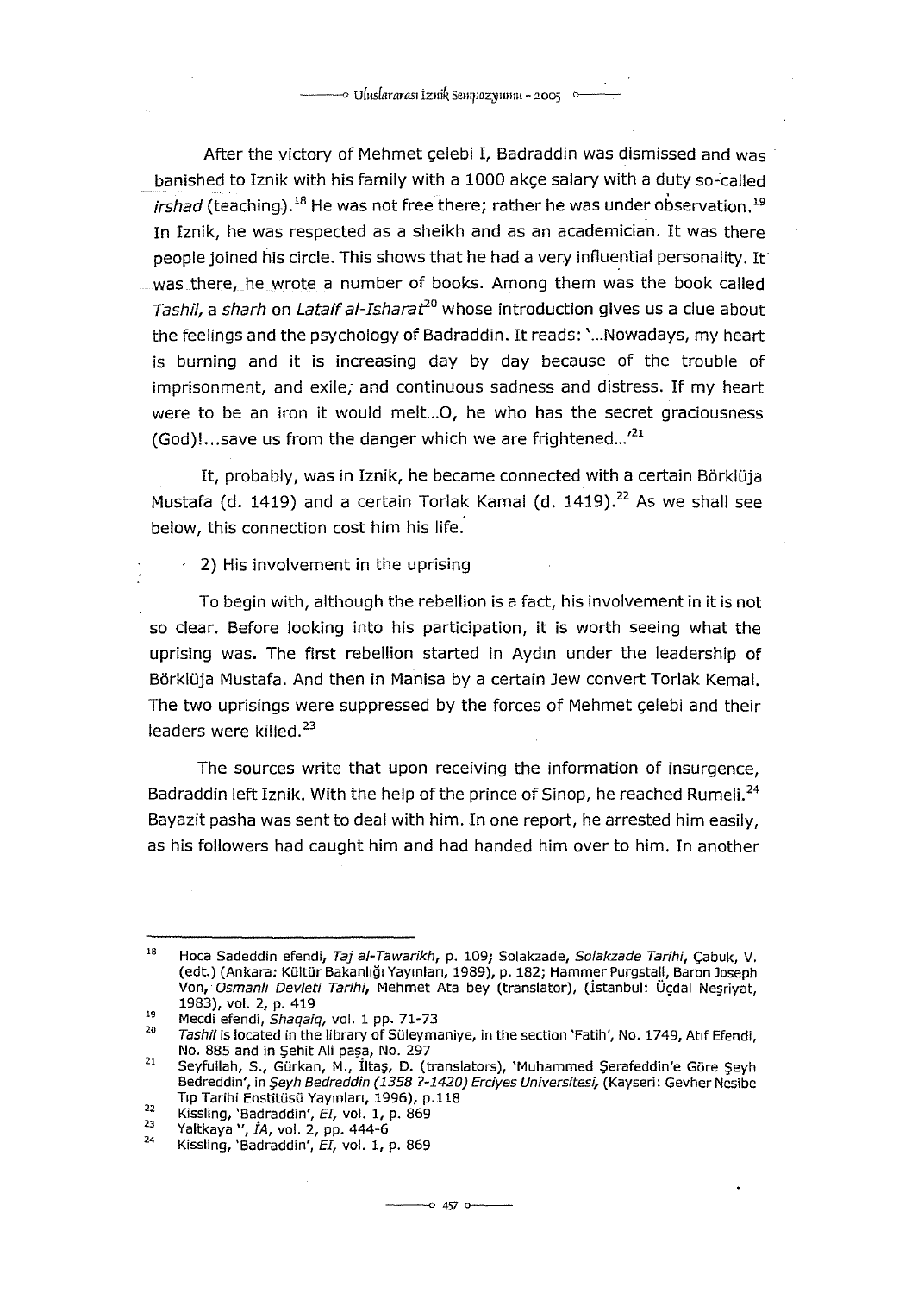After the victory of Mehmet çelebi I, Badraddin was dismissed and was banished to Iznik with his family with a 1000 akçe salary with a duty so-called *irshad* (teaching).[18] He was not free there; rather he was under observation.[19] In Iznik, he was respected as a sheikh and as an academician. It was there people joined his circle. This shows that he had a very influential personality. It was there, he wrote a number of books. Among them was the book called *Tashil,* a *sharh* on *Lataif al-Isharat*[20] whose introduction gives us a clue about the feelings and the psychology of Badraddin. It reads: '...Nowadays, my heart is burning and it is increasing day by day because of the trouble of imprisonment, and exile, and continuous sadness and distress. If my heart were to be an iron it would melt...O, he who has the secret graciousness (God)!...save us from the danger which we are frightened...'[21]

It, probably, was in Iznik, he became connected with a certain Börklüja Mustafa (d. 1419) and a certain Torlak Kamal (d. 1419).[22] As we shall see below, this connection cost him his life.

2) His involvement in the uprising

To begin with, although the rebellion is a fact, his involvement in it is not so clear. Before looking into his participation, it is worth seeing what the uprising was. The first rebellion started in Aydın under the leadership of Börklüja Mustafa. And then in Manisa by a certain Jew convert Torlak Kemal. The two uprisings were suppressed by the forces of Mehmet çelebi and their leaders were killed.[23]

The sources write that upon receiving the information of insurgence, Badraddin left Iznik. With the help of the prince of Sinop, he reached Rumeli.[24] Bayazit pasha was sent to deal with him. In one report, he arrested him easily, as his followers had caught him and had handed him over to him. In another

---

18 Hoca Sadeddin efendi, *Taj al-Tawarikh*, p. 109; Solakzade, *Solakzade Tarihi*, Çabuk, V. (edt.) (Ankara: Kültür Bakanlığı Yayınları, 1989), p. 182; Hammer Purgstall, Baron Joseph Von, *Osmanlı Devleti Tarihi*, Mehmet Ata bey (translator), (İstanbul: Üçdal Neşriyat, 1983), vol. 2, p. 419

19 Mecdi efendi, *Shaqaiq*, vol. 1 pp. 71-73

20 *Tashil* is located in the library of Süleymaniye, in the section 'Fatih', No. 1749, Atıf Efendi, No. 885 and in Şehit Ali paşa, No. 297

21 Seyfullah, S., Gürkan, M., İltaş, D. (translators), 'Muhammed Şerafeddin'e Göre Şeyh Bedreddin', in *Şeyh Bedreddin (1358 ?-1420) Erciyes Universitesi*, (Kayseri: Gevher Nesibe Tıp Tarihi Enstitüsü Yayınları, 1996), p.118

22 Kissling, 'Badraddin', *EI*, vol. 1, p. 869

23 Yaltkaya ", *İA*, vol. 2, pp. 444-6

24 Kissling, 'Badraddin', *EI*, vol. 1, p. 869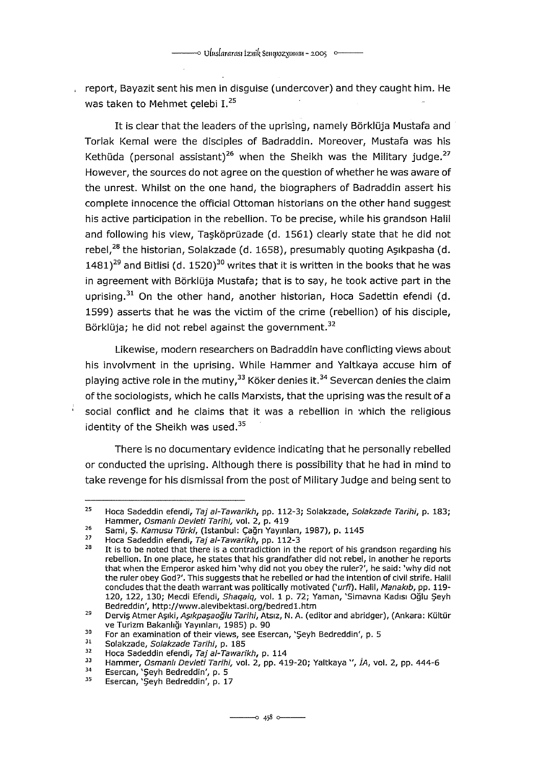report, Bayazit sent his men in disguise (undercover) and they caught him. He was taken to Mehmet çelebi I.[25]

It is clear that the leaders of the uprising, namely Börklüja Mustafa and Torlak Kemal were the disciples of Badraddin. Moreover, Mustafa was his Kethüda (personal assistant)[26] when the Sheikh was the Military judge.[27] However, the sources do not agree on the question of whether he was aware of the unrest. Whilst on the one hand, the biographers of Badraddin assert his complete innocence the official Ottoman historians on the other hand suggest his active participation in the rebellion. To be precise, while his grandson Halil and following his view, Taşköprüzade (d. 1561) clearly state that he did not rebel,[28] the historian, Solakzade (d. 1658), presumably quoting Aşıkpasha (d. 1481)[29] and Bitlisi (d. 1520)[30] writes that it is written in the books that he was in agreement with Börklüja Mustafa; that is to say, he took active part in the uprising.[31] On the other hand, another historian, Hoca Sadettin efendi (d. 1599) asserts that he was the victim of the crime (rebellion) of his disciple, Börklüja; he did not rebel against the government.[32]

Likewise, modern researchers on Badraddin have conflicting views about his involvment in the uprising. While Hammer and Yaltkaya accuse him of playing active role in the mutiny,[33] Köker denies it.[34] Severcan denies the claim of the sociologists, which he calls Marxists, that the uprising was the result of a social conflict and he claims that it was a rebellion in which the religious identity of the Sheikh was used.[35]

There is no documentary evidence indicating that he personally rebelled or conducted the uprising. Although there is possibility that he had in mind to take revenge for his dismissal from the post of Military Judge and being sent to

---

[25] Hoca Sadeddin efendi, *Taj al-Tawarikh*, pp. 112-3; Solakzade, *Solakzade Tarihi*, p. 183; Hammer, *Osmanlı Devleti Tarihi*, vol. 2, p. 419

[26] Sami, Ş. *Kamusu Türki*, (Istanbul: Çağrı Yayınları, 1987), p. 1145

[27] Hoca Sadeddin efendi, *Taj al-Tawarikh*, pp. 112-3

[28] It is to be noted that there is a contradiction in the report of his grandson regarding his rebellion. In one place, he states that his grandfather did not rebel, in another he reports that when the Emperor asked him 'why did not you obey the ruler?', he said: 'why did not the ruler obey God?'. This suggests that he rebelled or had the intention of civil strife. Halil concludes that the death warrant was politically motivated (*'urfi*). Halil, *Manakıb*, pp. 119-120, 122, 130; Mecdi Efendi, *Shaqaiq*, vol. 1 p. 72; Yaman, 'Simavna Kadısı Oğlu Şeyh Bedreddin', http://www.alevibektasi.org/bedred1.htm

[29] Derviş Atmer Aşıki, *Aşıkpaşaoğlu Tarihi*, Atsız, N. A. (editor and abridger), (Ankara: Kültür ve Turizm Bakanlığı Yayınları, 1985) p. 90

[30] For an examination of their views, see Esercan, 'Şeyh Bedreddin', p. 5

[31] Solakzade, *Solakzade Tarihi*, p. 185

[32] Hoca Sadeddin efendi, *Taj al-Tawarikh*, p. 114

[33] Hammer, *Osmanlı Devleti Tarihi*, vol. 2, pp. 419-20; Yaltkaya '', *İA*, vol. 2, pp. 444-6

[34] Esercan, 'Şeyh Bedreddin', p. 5

[35] Esercan, 'Şeyh Bedreddin', p. 17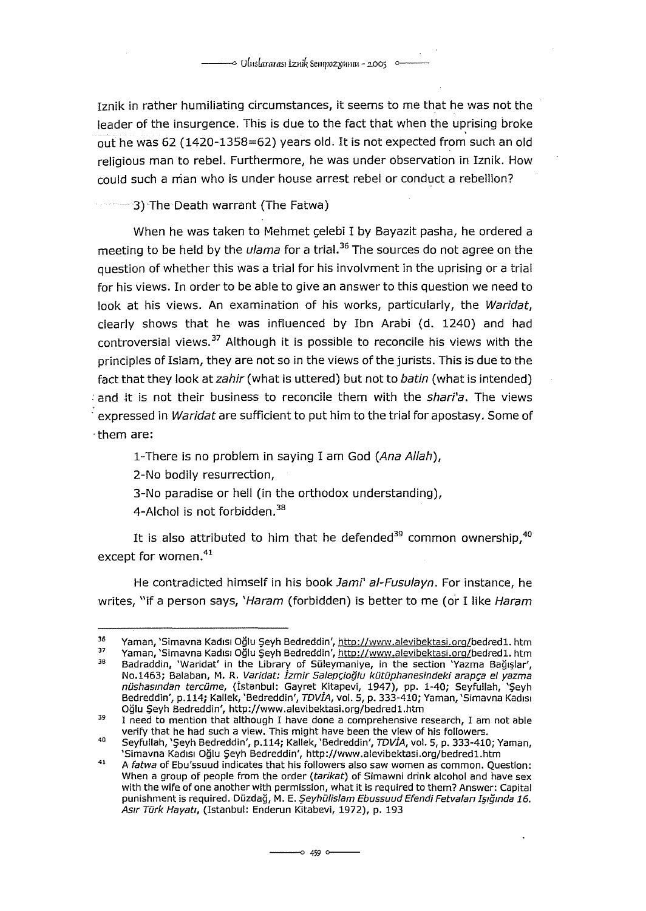Iznik in rather humiliating circumstances, it seems to me that he was not the leader of the insurgence. This is due to the fact that when the uprising broke out he was 62 (1420-1358=62) years old. It is not expected from such an old religious man to rebel. Furthermore, he was under observation in Iznik. How could such a man who is under house arrest rebel or conduct a rebellion?

3) The Death warrant (The Fatwa)

When he was taken to Mehmet çelebi I by Bayazit pasha, he ordered a meeting to be held by the *ulama* for a trial.[36] The sources do not agree on the question of whether this was a trial for his involvment in the uprising or a trial for his views. In order to be able to give an answer to this question we need to look at his views. An examination of his works, particularly, the *Waridat*, clearly shows that he was influenced by Ibn Arabi (d. 1240) and had controversial views.[37] Although it is possible to reconcile his views with the principles of Islam, they are not so in the views of the jurists. This is due to the fact that they look at *zahir* (what is uttered) but not to *batin* (what is intended) and it is not their business to reconcile them with the *shari'a*. The views expressed in *Waridat* are sufficient to put him to the trial for apostasy. Some of them are:

1-There is no problem in saying I am God (*Ana Allah*),

2-No bodily resurrection,

3-No paradise or hell (in the orthodox understanding),

4-Alchol is not forbidden.[38]

It is also attributed to him that he defended[39] common ownership,[40] except for women.[41]

He contradicted himself in his book *Jami' al-Fusulayn*. For instance, he writes, "if a person says, '*Haram* (forbidden) is better to me (or I like *Haram*

---

[36] Yaman, 'Simavna Kadısı Oğlu Şeyh Bedreddin', http://www.alevibektasi.org/bedred1.htm

[37] Yaman, 'Simavna Kadısı Oğlu Şeyh Bedreddin', http://www.alevibektasi.org/bedred1.htm

[38] Badraddin, 'Waridat' in the Library of Süleymaniye, in the section 'Yazma Bağışlar', No.1463; Balaban, M. R. *Varidat: İzmir Salepçioğlu kütüphanesindeki arapça el yazma nüshasından tercüme*, (İstanbul: Gayret Kitapevi, 1947), pp. 1-40; Seyfullah, 'Şeyh Bedreddin', p.114; Kallek, 'Bedreddin', *TDVİA*, vol. 5, p. 333-410; Yaman, 'Simavna Kadısı Oğlu Şeyh Bedreddin', http://www.alevibektasi.org/bedred1.htm

[39] I need to mention that although I have done a comprehensive research, I am not able verify that he had such a view. This might have been the view of his followers.

[40] Seyfullah, 'Şeyh Bedreddin', p.114; Kallek, 'Bedreddin', *TDVİA*, vol. 5, p. 333-410; Yaman, 'Simavna Kadısı Oğlu Şeyh Bedreddin', http://www.alevibektasi.org/bedred1.htm

[41] A *fatwa* of Ebu'ssuud indicates that his followers also saw women as common. Question: When a group of people from the order (*tarikat*) of Simawni drink alcohol and have sex with the wife of one another with permission, what it is required to them? Answer: Capital punishment is required. Düzdağ, M. E. *Şeyhülislam Ebussuud Efendi Fetvaları Işığında 16. Asır Türk Hayatı*, (Istanbul: Enderun Kitabevi, 1972), p. 193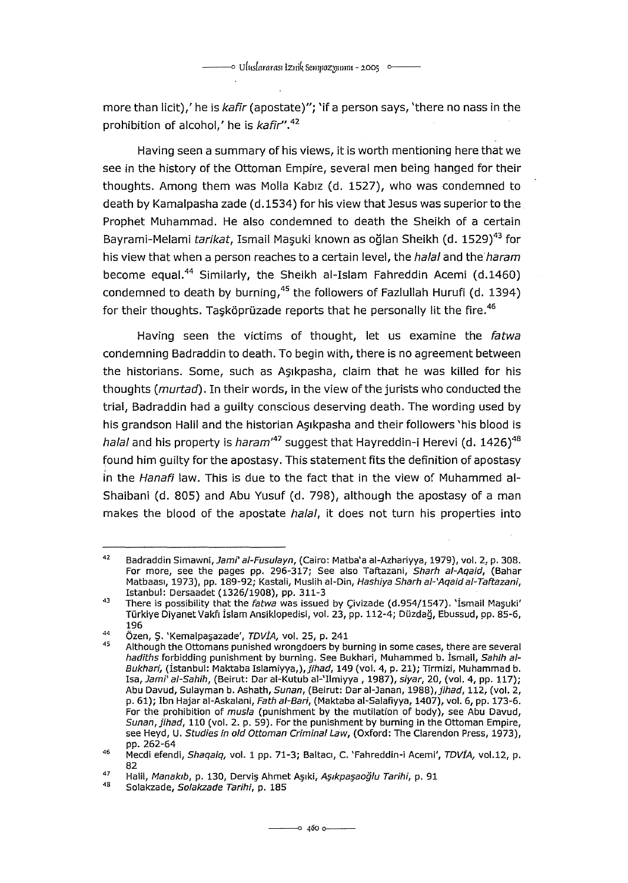more than licit),' he is *kafir* (apostate)"; 'if a person says, 'there no nass in the prohibition of alcohol,' he is *kafir*".[42]

Having seen a summary of his views, it is worth mentioning here that we see in the history of the Ottoman Empire, several men being hanged for their thoughts. Among them was Molla Kabız (d. 1527), who was condemned to death by Kamalpasha zade (d.1534) for his view that Jesus was superior to the Prophet Muhammad. He also condemned to death the Sheikh of a certain Bayrami-Melami *tarikat*, Ismail Maşuki known as oğlan Sheikh (d. 1529)[43] for his view that when a person reaches to a certain level, the *halal* and the *haram* become equal.[44] Similarly, the Sheikh al-Islam Fahreddin Acemi (d.1460) condemned to death by burning,[45] the followers of Fazlullah Hurufi (d. 1394) for their thoughts. Taşköprüzade reports that he personally lit the fire.[46]

Having seen the victims of thought, let us examine the *fatwa* condemning Badraddin to death. To begin with, there is no agreement between the historians. Some, such as Aşıkpasha, claim that he was killed for his thoughts (*murtad*). In their words, in the view of the jurists who conducted the trial, Badraddin had a guilty conscious deserving death. The wording used by his grandson Halil and the historian Aşıkpasha and their followers 'his blood is *halal* and his property is *haram*'[47] suggest that Hayreddin-i Herevi (d. 1426)[48] found him guilty for the apostasy. This statement fits the definition of apostasy in the *Hanafi* law. This is due to the fact that in the view of Muhammed al-Shaibani (d. 805) and Abu Yusuf (d. 798), although the apostasy of a man makes the blood of the apostate *halal*, it does not turn his properties into

---

42 Badraddin Simawni, *Jami' al-Fusulayn*, (Cairo: Matba'a al-Azhariyya, 1979), vol. 2, p. 308. For more, see the pages pp. 296-317; See also Taftazani, *Sharh al-Aqaid*, (Bahar Matbaası, 1973), pp. 189-92; Kastali, Muslih al-Din, *Hashiya Sharh al-'Aqaid al-Taftazani*, Istanbul: Dersaadet (1326/1908), pp. 311-3

43 There is possibility that the *fatwa* was issued by Çivizade (d.954/1547). 'İsmail Maşuki' Türkiye Diyanet Vakfı İslam Ansiklopedisi, vol. 23, pp. 112-4; Düzdağ, Ebussud, pp. 85-6, 196

44 Özen, Ş. 'Kemalpaşazade', *TDVİA*, vol. 25, p. 241

45 Although the Ottomans punished wrongdoers by burning in some cases, there are several *hadiths* forbidding punishment by burning. See Bukhari, Muhammed b. İsmail, *Sahih al-Bukhari*, (İstanbul: Maktaba Islamiyya,), *jihad*, 149 (vol. 4, p. 21); Tirmizi, Muhammad b. Isa, *Jami' al-Sahih*, (Beirut: Dar al-Kutub al-'Ilmiyya , 1987), *siyar*, 20, (vol. 4, pp. 117); Abu Davud, Sulayman b. Ashath, *Sunan*, (Beirut: Dar al-Janan, 1988), *jihad*, 112, (vol. 2, p. 61); Ibn Hajar al-Askalani, *Fath al-Bari*, (Maktaba al-Salafiyya, 1407), vol. 6, pp. 173-6. For the prohibition of *musla* (punishment by the mutilation of body), see Abu Davud, *Sunan*, *jihad*, 110 (vol. 2. p. 59). For the punishment by burning in the Ottoman Empire, see Heyd, U. *Studies in old Ottoman Criminal Law*, (Oxford: The Clarendon Press, 1973), pp. 262-64

46 Mecdi efendi, *Shaqaiq*, vol. 1 pp. 71-3; Baltacı, C. 'Fahreddin-i Acemi', *TDVİA*, vol.12, p. 82

47 Halil, *Manakıb*, p. 130, Derviş Ahmet Aşıki, *Aşıkpaşaoğlu Tarihi*, p. 91

48 Solakzade, *Solakzade Tarihi*, p. 185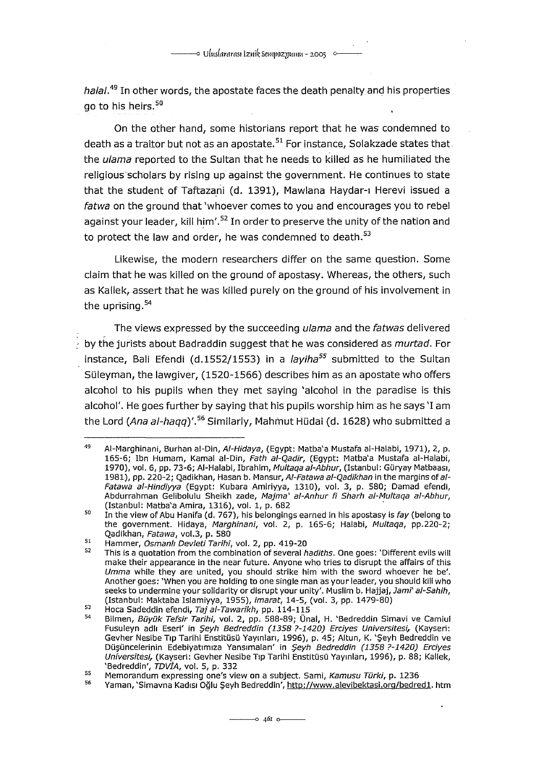*halal*.[49] In other words, the apostate faces the death penalty and his properties go to his heirs.[50]

On the other hand, some historians report that he was condemned to death as a traitor but not as an apostate.[51] For instance, Solakzade states that the *ulama* reported to the Sultan that he needs to killed as he humiliated the religious scholars by rising up against the government. He continues to state that the student of Taftazani (d. 1391), Mawlana Haydar-ı Herevi issued a *fatwa* on the ground that 'whoever comes to you and encourages you to rebel against your leader, kill him'.[52] In order to preserve the unity of the nation and to protect the law and order, he was condemned to death.[53]

Likewise, the modern researchers differ on the same question. Some claim that he was killed on the ground of apostasy. Whereas, the others, such as Kallek, assert that he was killed purely on the ground of his involvement in the uprising.[54]

The views expressed by the succeeding *ulama* and the *fatwas* delivered by the jurists about Badraddin suggest that he was considered as *murtad*. For instance, Bali Efendi (d.1552/1553) in a *layiha*[55] submitted to the Sultan Süleyman, the lawgiver, (1520-1566) describes him as an apostate who offers alcohol to his pupils when they met saying 'alcohol in the paradise is this alcohol'. He goes further by saying that his pupils worship him as he says 'I am the Lord (*Ana al-haqq*)'.[56] Similarly, Mahmut Hüdai (d. 1628) who submitted a

---

[49] Al-Marghinani, Burhan al-Din, *Al-Hidaya*, (Egypt: Matba'a Mustafa al-Halabi, 1971), 2, p. 165-6; Ibn Humam, Kamal al-Din, *Fath al-Qadir*, (Egypt: Matba'a Mustafa al-Halabi, 1970), vol. 6, pp. 73-6; Al-Halabi, Ibrahim, *Multaqa al-Abhur*, (Istanbul: Güryay Matbaası, 1981), pp. 220-2; Qadikhan, Hasan b. Mansur, *Al-Fatawa al-Qadikhan* in the margins of *al-Fatawa al-Hindiyya* (Egypt: Kubara Amiriyya, 1310), vol. 3, p. 580; Damad efendi, Abdurrahman Gelibolulu Sheikh zade, *Majma' al-Anhur fi Sharh al-Multaqa al-Abhur*, (Istanbul: Matba'a Amira, 1316), vol. 1, p. 682

[50] In the view of Abu Hanifa (d. 767), his belongings earned in his apostasy is *fay* (belong to the government. Hidaya, *Marghinani*, vol. 2, p. 165-6; Halabi, *Multaqa*, pp.220-2; Qadikhan, *Fatawa*, vol.3, p. 580

[51] Hammer, *Osmanlı Devleti Tarihi*, vol. 2, pp. 419-20

[52] This is a quotation from the combination of several *hadiths*. One goes: 'Different evils will make their appearance in the near future. Anyone who tries to disrupt the affairs of this *Umma* while they are united, you should strike him with the sword whoever he be'. Another goes: 'When you are holding to one single man as your leader, you should kill who seeks to undermine your solidarity or disrupt your unity'. Muslim b. Hajjaj, *Jami' al-Sahih*, (Istanbul: Maktaba Islamiyya, 1955), *imarat*, 14-5, (vol. 3, pp. 1479-80)

[53] Hoca Sadeddin efendi, *Taj al-Tawarikh*, pp. 114-115

[54] Bilmen, *Büyük Tefsir Tarihi*, vol. 2, pp. 588-89; Ünal, H. 'Bedreddin Simavi ve Camiul Fusuleyn adlı Eseri' in *Şeyh Bedreddin (1358 ?-1420) Erciyes Universitesi*, (Kayseri: Gevher Nesibe Tıp Tarihi Enstitüsü Yayınları, 1996), p. 45; Altun, K. 'Şeyh Bedreddin ve Düşüncelerinin Edebiyatımıza Yansımaları' in *Şeyh Bedreddin (1358 ?-1420) Erciyes Universitesi*, (Kayseri: Gevher Nesibe Tıp Tarihi Enstitüsü Yayınları, 1996), p. 88; Kallek, 'Bedreddin', *TDVİA*, vol. 5, p. 332

[55] Memorandum expressing one's view on a subject. Sami, *Kamusu Türki*, p. 1236

[56] Yaman, 'Simavna Kadısı Oğlu Şeyh Bedreddin', http://www.alevibektasi.org/bedred1. htm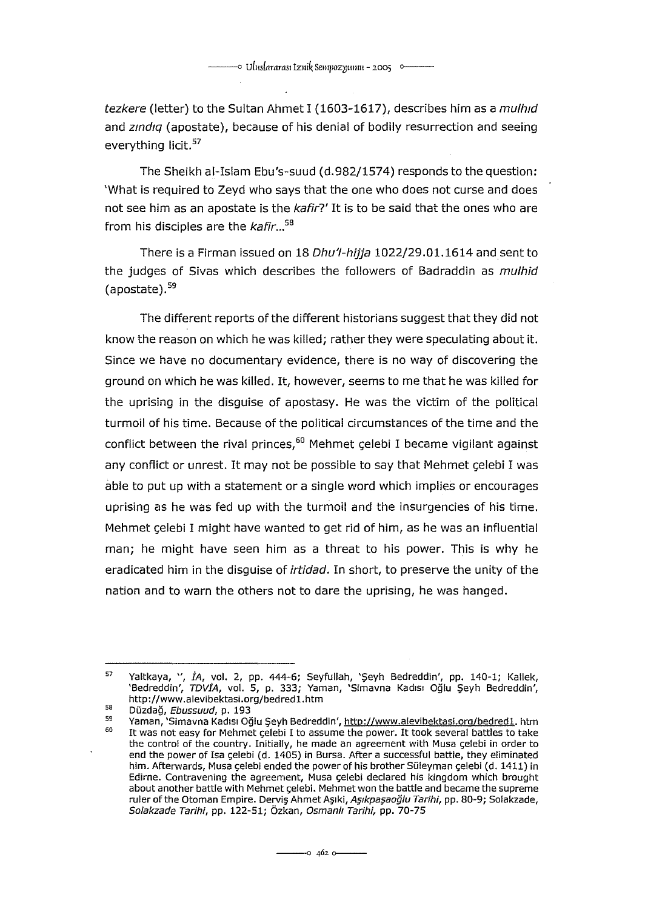*tezkere* (letter) to the Sultan Ahmet I (1603-1617), describes him as a *mulhıd* and *zındıq* (apostate), because of his denial of bodily resurrection and seeing everything licit.[57]

The Sheikh al-Islam Ebu's-suud (d.982/1574) responds to the question: 'What is required to Zeyd who says that the one who does not curse and does not see him as an apostate is the *kafir*?' It is to be said that the ones who are from his disciples are the *kafir*...[58]

There is a Firman issued on 18 *Dhu'l-hijja* 1022/29.01.1614 and sent to the judges of Sivas which describes the followers of Badraddin as *mulhid* (apostate).[59]

The different reports of the different historians suggest that they did not know the reason on which he was killed; rather they were speculating about it. Since we have no documentary evidence, there is no way of discovering the ground on which he was killed. It, however, seems to me that he was killed for the uprising in the disguise of apostasy. He was the victim of the political turmoil of his time. Because of the political circumstances of the time and the conflict between the rival princes,[60] Mehmet çelebi I became vigilant against any conflict or unrest. It may not be possible to say that Mehmet çelebi I was able to put up with a statement or a single word which implies or encourages uprising as he was fed up with the turmoil and the insurgencies of his time. Mehmet çelebi I might have wanted to get rid of him, as he was an influential man; he might have seen him as a threat to his power. This is why he eradicated him in the disguise of *irtidad*. In short, to preserve the unity of the nation and to warn the others not to dare the uprising, he was hanged.

---

[57] Yaltkaya, '', *İA*, vol. 2, pp. 444-6; Seyfullah, 'Şeyh Bedreddin', pp. 140-1; Kallek, 'Bedreddin', *TDVİA*, vol. 5, p. 333; Yaman, 'Simavna Kadısı Oğlu Şeyh Bedreddin', http://www.alevibektasi.org/bedred1.htm

[58] Düzdağ, *Ebussuud*, p. 193

[59] Yaman, 'Simavna Kadısı Oğlu Şeyh Bedreddin', http://www.alevibektasi.org/bedred1. htm

[60] It was not easy for Mehmet çelebi I to assume the power. It took several battles to take the control of the country. Initially, he made an agreement with Musa çelebi in order to end the power of Isa çelebi (d. 1405) in Bursa. After a successful battle, they eliminated him. Afterwards, Musa çelebi ended the power of his brother Süleyman çelebi (d. 1411) in Edirne. Contravening the agreement, Musa çelebi declared his kingdom which brought about another battle with Mehmet çelebi. Mehmet won the battle and became the supreme ruler of the Otoman Empire. Derviş Ahmet Aşıki, *Aşıkpaşaoğlu Tarihi*, pp. 80-9; Solakzade, *Solakzade Tarihi*, pp. 122-51; Özkan, *Osmanlı Tarihi*, pp. 70-75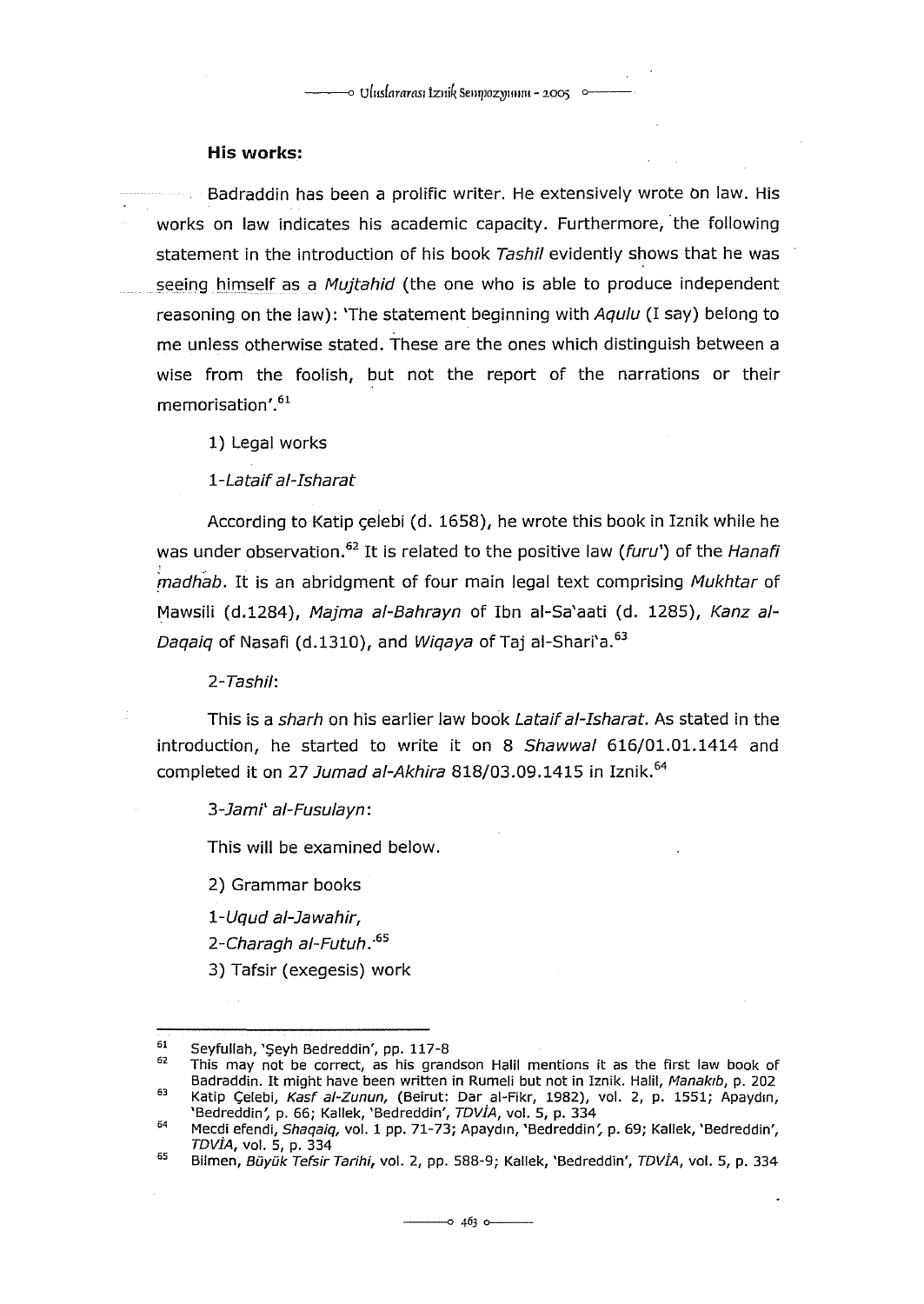**His works:**

Badraddin has been a prolific writer. He extensively wrote on law. His works on law indicates his academic capacity. Furthermore, the following statement in the introduction of his book *Tashil* evidently shows that he was seeing himself as a *Mujtahid* (the one who is able to produce independent reasoning on the law): 'The statement beginning with *Aqulu* (I say) belong to me unless otherwise stated. These are the ones which distinguish between a wise from the foolish, but not the report of the narrations or their memorisation'.[61]

1) Legal works

1-*Lataif al-Isharat*

According to Katip çelebi (d. 1658), he wrote this book in Iznik while he was under observation.[62] It is related to the positive law (*furu'*) of the *Hanafi madhab*. It is an abridgment of four main legal text comprising *Mukhtar* of Mawsili (d.1284), *Majma al-Bahrayn* of Ibn al-Sa'aati (d. 1285), *Kanz al-Daqaiq* of Nasafi (d.1310), and *Wiqaya* of Taj al-Shari'a.[63]

2-*Tashil*:

This is a *sharh* on his earlier law book *Lataif al-Isharat*. As stated in the introduction, he started to write it on 8 *Shawwal* 616/01.01.1414 and completed it on 27 *Jumad al-Akhira* 818/03.09.1415 in Iznik.[64]

3-*Jami' al-Fusulayn*:

This will be examined below.

2) Grammar books

1-*Uqud al-Jawahir*,

2-*Charagh al-Futuh*.[65]

3) Tafsir (exegesis) work

---

[61] Seyfullah, 'Şeyh Bedreddin', pp. 117-8

[62] This may not be correct, as his grandson Halil mentions it as the first law book of Badraddin. It might have been written in Rumeli but not in Iznik. Halil, *Manakıb*, p. 202

[63] Katip Çelebi, *Kasf al-Zunun*, (Beirut: Dar al-Fikr, 1982), vol. 2, p. 1551; Apaydın, 'Bedreddin', p. 66; Kallek, 'Bedreddin', *TDVİA*, vol. 5, p. 334

[64] Mecdi efendi, *Shaqaiq*, vol. 1 pp. 71-73; Apaydın, 'Bedreddin', p. 69; Kallek, 'Bedreddin', *TDVİA*, vol. 5, p. 334

[65] Bilmen, *Büyük Tefsir Tarihi*, vol. 2, pp. 588-9; Kallek, 'Bedreddin', *TDVİA*, vol. 5, p. 334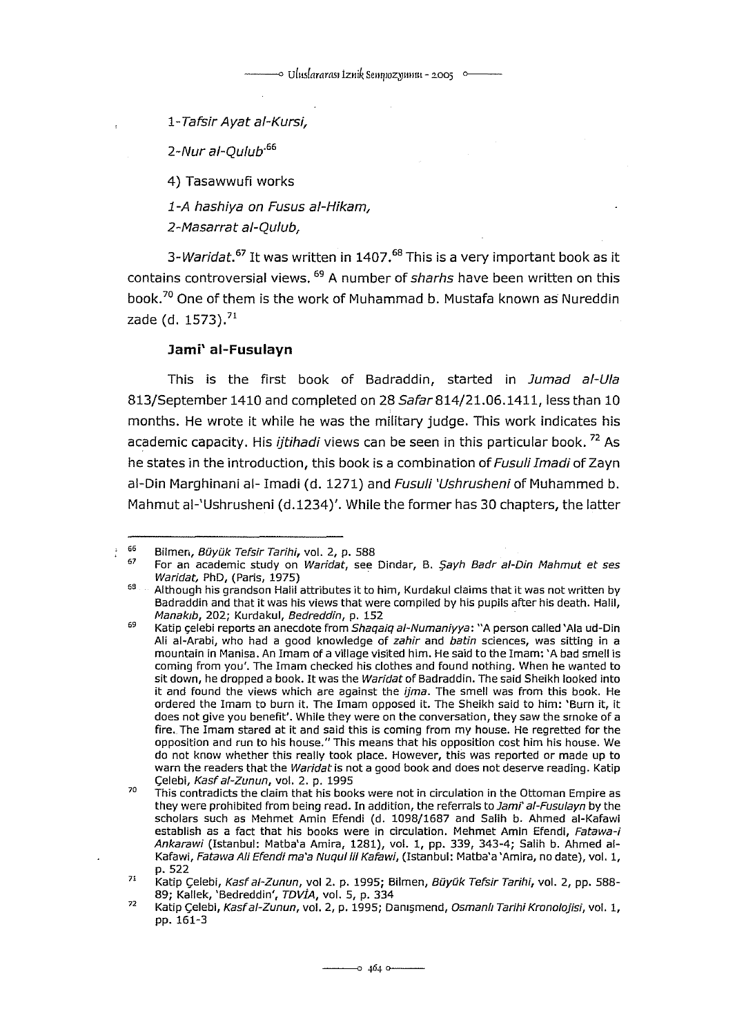1-*Tafsir Ayat al-Kursi,*

2-*Nur al-Qulub*.[66]

4) Tasawwufi works

1-*A hashiya on Fusus al-Hikam,*

2-*Masarrat al-Qulub,*

3-*Waridat*.[67] It was written in 1407.[68] This is a very important book as it contains controversial views.[69] A number of *sharhs* have been written on this book.[70] One of them is the work of Muhammad b. Mustafa known as Nureddin zade (d. 1573).[71]

### Jami' al-Fusulayn

This is the first book of Badraddin, started in *Jumad al-Ula* 813/September 1410 and completed on 28 *Safar* 814/21.06.1411, less than 10 months. He wrote it while he was the military judge. This work indicates his academic capacity. His *ijtihadi* views can be seen in this particular book.[72] As he states in the introduction, this book is a combination of *Fusuli Imadi* of Zayn al-Din Marghinani al- Imadi (d. 1271) and *Fusuli 'Ushrusheni* of Muhammed b. Mahmut al-'Ushrusheni (d.1234)'. While the former has 30 chapters, the latter

---

[66] Bilmen, *Büyük Tefsir Tarihi*, vol. 2, p. 588

[67] For an academic study on *Waridat*, see Dindar, B. *Şayh Badr al-Din Mahmut et ses Waridat*, PhD, (Paris, 1975)

[68] Although his grandson Halil attributes it to him, Kurdakul claims that it was not written by Badraddin and that it was his views that were compiled by his pupils after his death. Halil, *Manakıb*, 202; Kurdakul, *Bedreddin*, p. 152

[69] Katip çelebi reports an anecdote from *Shaqaiq al-Numaniyya*: "A person called 'Ala ud-Din Ali al-Arabi, who had a good knowledge of *zahir* and *batin* sciences, was sitting in a mountain in Manisa. An Imam of a village visited him. He said to the Imam: 'A bad smell is coming from you'. The Imam checked his clothes and found nothing. When he wanted to sit down, he dropped a book. It was the *Waridat* of Badraddin. The said Sheikh looked into it and found the views which are against the *ijma*. The smell was from this book. He ordered the Imam to burn it. The Imam opposed it. The Sheikh said to him: 'Burn it, it does not give you benefit'. While they were on the conversation, they saw the smoke of a fire. The Imam stared at it and said this is coming from my house. He regretted for the opposition and run to his house." This means that his opposition cost him his house. We do not know whether this really took place. However, this was reported or made up to warn the readers that the *Waridat* is not a good book and does not deserve reading. Katip Çelebi, *Kasf al-Zunun*, vol. 2. p. 1995

[70] This contradicts the claim that his books were not in circulation in the Ottoman Empire as they were prohibited from being read. In addition, the referrals to *Jami' al-Fusulayn* by the scholars such as Mehmet Amin Efendi (d. 1098/1687 and Salih b. Ahmed al-Kafawi establish as a fact that his books were in circulation. Mehmet Amin Efendi, *Fatawa-i Ankarawi* (Istanbul: Matba'a Amira, 1281), vol. 1, pp. 339, 343-4; Salih b. Ahmed al-Kafawi, *Fatawa Ali Efendi ma'a Nuqul lil Kafawi*, (Istanbul: Matba'a 'Amira, no date), vol. 1, p. 522

[71] Katip Çelebi, *Kasf al-Zunun*, vol 2. p. 1995; Bilmen, *Büyük Tefsir Tarihi*, vol. 2, pp. 588-89; Kallek, 'Bedreddin', *TDVİA*, vol. 5, p. 334

[72] Katip Çelebi, *Kasf al-Zunun*, vol. 2, p. 1995; Danışmend, *Osmanlı Tarihi Kronolojisi*, vol. 1, pp. 161-3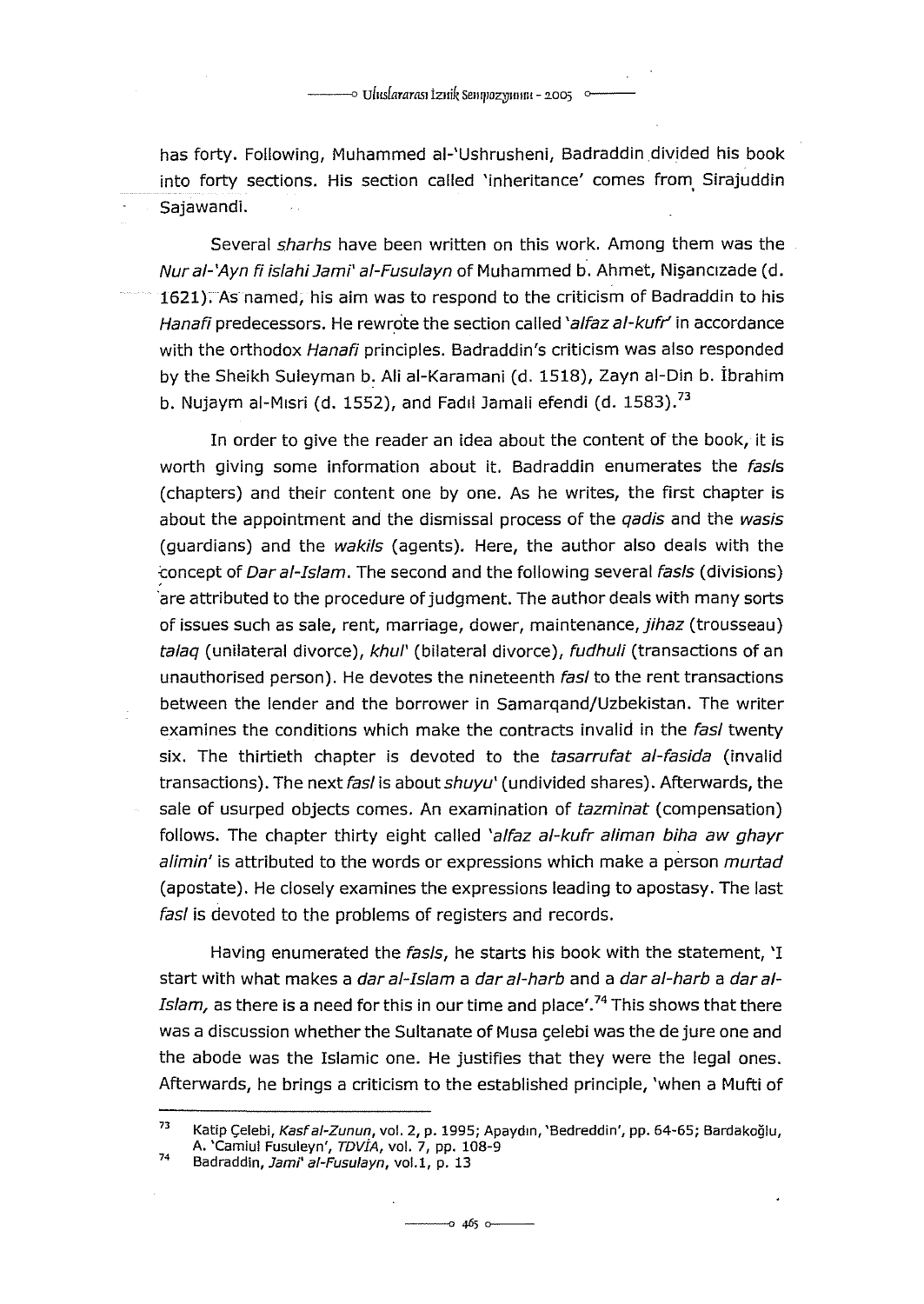has forty. Following, Muhammed al-'Ushrusheni, Badraddin divided his book into forty sections. His section called 'inheritance' comes from Sirajuddin Sajawandi.

Several *sharhs* have been written on this work. Among them was the *Nur al-'Ayn fi islahi Jami' al-Fusulayn* of Muhammed b. Ahmet, Nişancızade (d. 1621). As named, his aim was to respond to the criticism of Badraddin to his *Hanafi* predecessors. He rewrote the section called *'alfaz al-kufr'* in accordance with the orthodox *Hanafi* principles. Badraddin's criticism was also responded by the Sheikh Suleyman b. Ali al-Karamani (d. 1518), Zayn al-Din b. İbrahim b. Nujaym al-Mısri (d. 1552), and Fadıl Jamali efendi (d. 1583).[73]

In order to give the reader an idea about the content of the book, it is worth giving some information about it. Badraddin enumerates the *fasls* (chapters) and their content one by one. As he writes, the first chapter is about the appointment and the dismissal process of the *qadis* and the *wasis* (guardians) and the *wakils* (agents). Here, the author also deals with the concept of *Dar al-Islam*. The second and the following several *fasls* (divisions) are attributed to the procedure of judgment. The author deals with many sorts of issues such as sale, rent, marriage, dower, maintenance, *jihaz* (trousseau) *talaq* (unilateral divorce), *khul'* (bilateral divorce), *fudhuli* (transactions of an unauthorised person). He devotes the nineteenth *fasl* to the rent transactions between the lender and the borrower in Samarqand/Uzbekistan. The writer examines the conditions which make the contracts invalid in the *fasl* twenty six. The thirtieth chapter is devoted to the *tasarrufat al-fasida* (invalid transactions). The next *fasl* is about *shuyu'* (undivided shares). Afterwards, the sale of usurped objects comes. An examination of *tazminat* (compensation) follows. The chapter thirty eight called *'alfaz al-kufr aliman biha aw ghayr alimin'* is attributed to the words or expressions which make a person *murtad* (apostate). He closely examines the expressions leading to apostasy. The last *fasl* is devoted to the problems of registers and records.

Having enumerated the *fasls*, he starts his book with the statement, 'I start with what makes a *dar al-Islam* a *dar al-harb* and a *dar al-harb* a *dar al-Islam,* as there is a need for this in our time and place'.[74] This shows that there was a discussion whether the Sultanate of Musa çelebi was the de jure one and the abode was the Islamic one. He justifies that they were the legal ones. Afterwards, he brings a criticism to the established principle, 'when a Mufti of

---

[73] Katip Çelebi, *Kasf al-Zunun*, vol. 2, p. 1995; Apaydın, 'Bedreddin', pp. 64-65; Bardakoğlu, A. 'Camiul Fusuleyn', *TDVİA*, vol. 7, pp. 108-9

[74] Badraddin, *Jami' al-Fusulayn*, vol.1, p. 13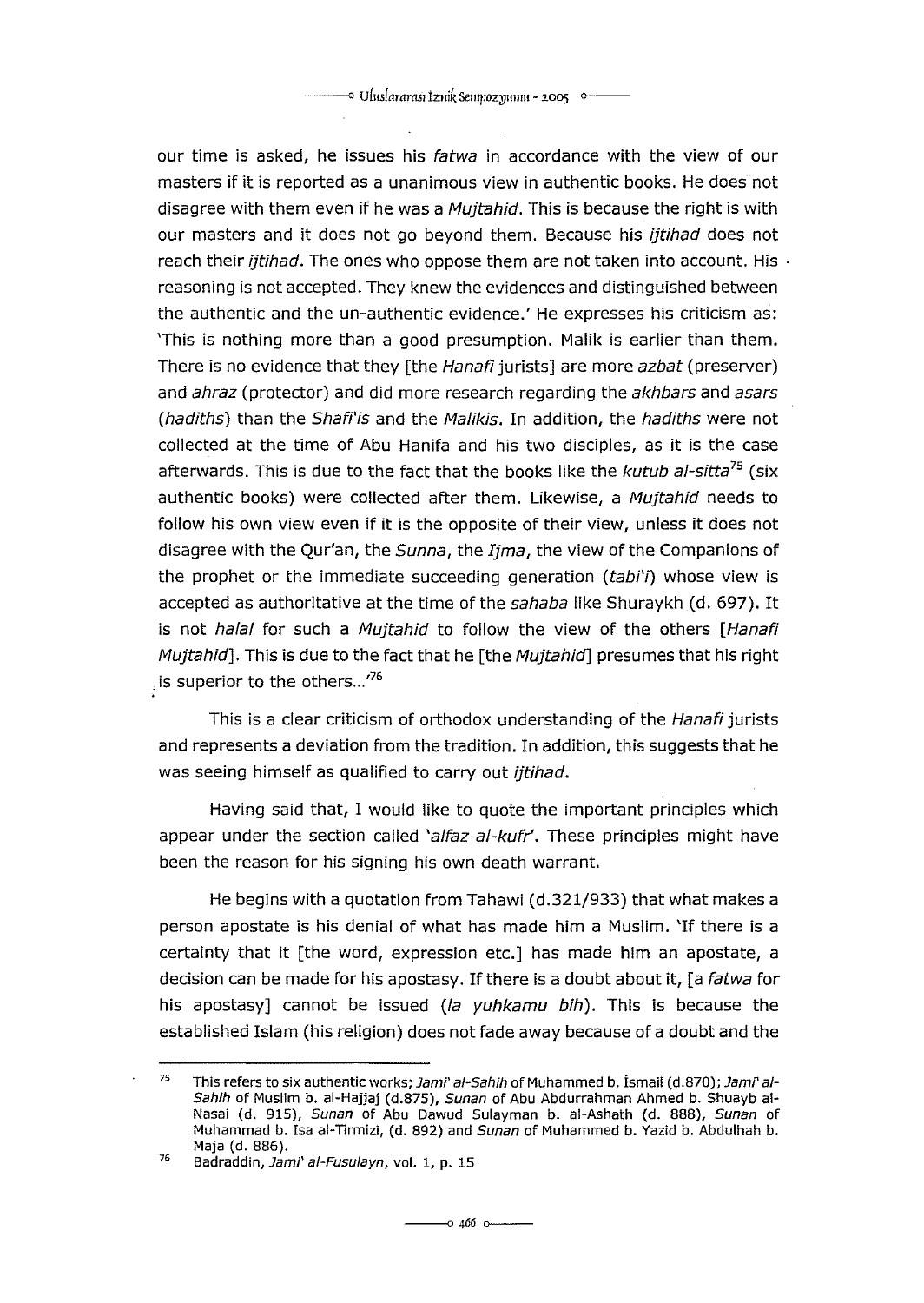our time is asked, he issues his *fatwa* in accordance with the view of our masters if it is reported as a unanimous view in authentic books. He does not disagree with them even if he was a *Mujtahid*. This is because the right is with our masters and it does not go beyond them. Because his *ijtihad* does not reach their *ijtihad*. The ones who oppose them are not taken into account. His reasoning is not accepted. They knew the evidences and distinguished between the authentic and the un-authentic evidence.' He expresses his criticism as: 'This is nothing more than a good presumption. Malik is earlier than them. There is no evidence that they [the *Hanafi* jurists] are more *azbat* (preserver) and *ahraz* (protector) and did more research regarding the *akhbars* and *asars* (*hadiths*) than the *Shafi'is* and the *Malikis*. In addition, the *hadiths* were not collected at the time of Abu Hanifa and his two disciples, as it is the case afterwards. This is due to the fact that the books like the *kutub al-sitta*[75] (six authentic books) were collected after them. Likewise, a *Mujtahid* needs to follow his own view even if it is the opposite of their view, unless it does not disagree with the Qur'an, the *Sunna*, the *Ijma*, the view of the Companions of the prophet or the immediate succeeding generation (*tabi'i*) whose view is accepted as authoritative at the time of the *sahaba* like Shuraykh (d. 697). It is not *halal* for such a *Mujtahid* to follow the view of the others [*Hanafi Mujtahid*]. This is due to the fact that he [the *Mujtahid*] presumes that his right is superior to the others...'[76]

This is a clear criticism of orthodox understanding of the *Hanafi* jurists and represents a deviation from the tradition. In addition, this suggests that he was seeing himself as qualified to carry out *ijtihad*.

Having said that, I would like to quote the important principles which appear under the section called '*alfaz al-kufr*'. These principles might have been the reason for his signing his own death warrant.

He begins with a quotation from Tahawi (d.321/933) that what makes a person apostate is his denial of what has made him a Muslim. 'If there is a certainty that it [the word, expression etc.] has made him an apostate, a decision can be made for his apostasy. If there is a doubt about it, [a *fatwa* for his apostasy] cannot be issued (*la yuhkamu bih*). This is because the established Islam (his religion) does not fade away because of a doubt and the

---

[75] This refers to six authentic works; *Jami' al-Sahih* of Muhammed b. İsmail (d.870); *Jami' al-Sahih* of Muslim b. al-Hajjaj (d.875), *Sunan* of Abu Abdurrahman Ahmed b. Shuayb al-Nasai (d. 915), *Sunan* of Abu Dawud Sulayman b. al-Ashath (d. 888), *Sunan* of Muhammad b. Isa al-Tirmizi, (d. 892) and *Sunan* of Muhammed b. Yazid b. Abdulhah b. Maja (d. 886).

[76] Badraddin, *Jami' al-Fusulayn*, vol. 1, p. 15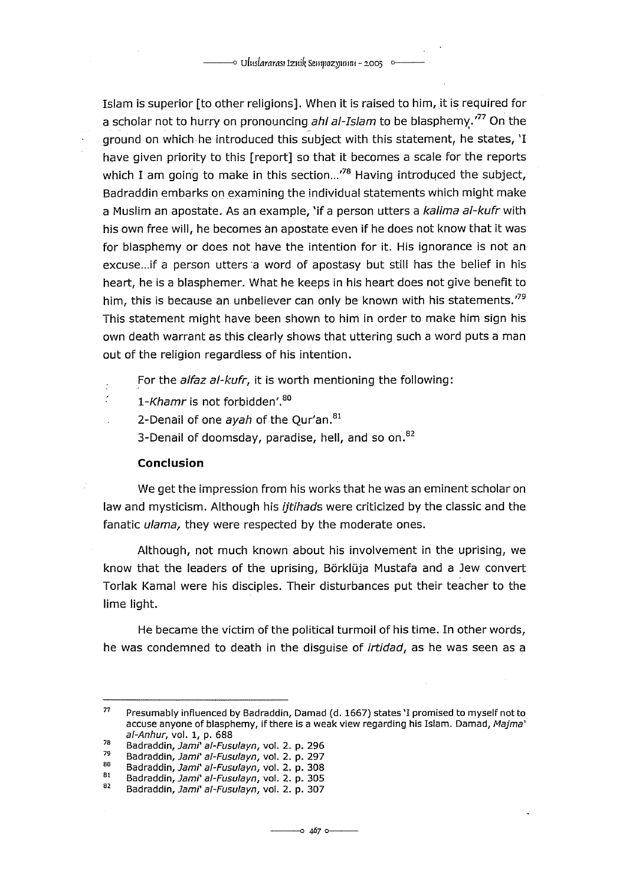Islam is superior [to other religions]. When it is raised to him, it is required for a scholar not to hurry on pronouncing *ahl al-Islam* to be blasphemy.'[77] On the ground on which he introduced this subject with this statement, he states, 'I have given priority to this [report] so that it becomes a scale for the reports which I am going to make in this section...'[78] Having introduced the subject, Badraddin embarks on examining the individual statements which might make a Muslim an apostate. As an example, 'if a person utters a *kalima al-kufr* with his own free will, he becomes an apostate even if he does not know that it was for blasphemy or does not have the intention for it. His ignorance is not an excuse...if a person utters a word of apostasy but still has the belief in his heart, he is a blasphemer. What he keeps in his heart does not give benefit to him, this is because an unbeliever can only be known with his statements.'[79] This statement might have been shown to him in order to make him sign his own death warrant as this clearly shows that uttering such a word puts a man out of the religion regardless of his intention.

For the *alfaz al-kufr*, it is worth mentioning the following:

1-*Khamr* is not forbidden'.[80]

2-Denail of one *ayah* of the Qur'an.[81]

3-Denail of doomsday, paradise, hell, and so on.[82]

### Conclusion

We get the impression from his works that he was an eminent scholar on law and mysticism. Although his *ijtihads* were criticized by the classic and the fanatic *ulama,* they were respected by the moderate ones.

Although, not much known about his involvement in the uprising, we know that the leaders of the uprising, Börklüja Mustafa and a Jew convert Torlak Kamal were his disciples. Their disturbances put their teacher to the lime light.

He became the victim of the political turmoil of his time. In other words, he was condemned to death in the disguise of *irtidad*, as he was seen as a

---

[77] Presumably influenced by Badraddin, Damad (d. 1667) states 'I promised to myself not to accuse anyone of blasphemy, if there is a weak view regarding his Islam. Damad, *Majma' al-Anhur*, vol. 1, p. 688

[78] Badraddin, *Jami' al-Fusulayn*, vol. 2. p. 296

[79] Badraddin, *Jami' al-Fusulayn*, vol. 2. p. 297

[80] Badraddin, *Jami' al-Fusulayn*, vol. 2. p. 308

[81] Badraddin, *Jami' al-Fusulayn*, vol. 2. p. 305

[82] Badraddin, *Jami' al-Fusulayn*, vol. 2. p. 307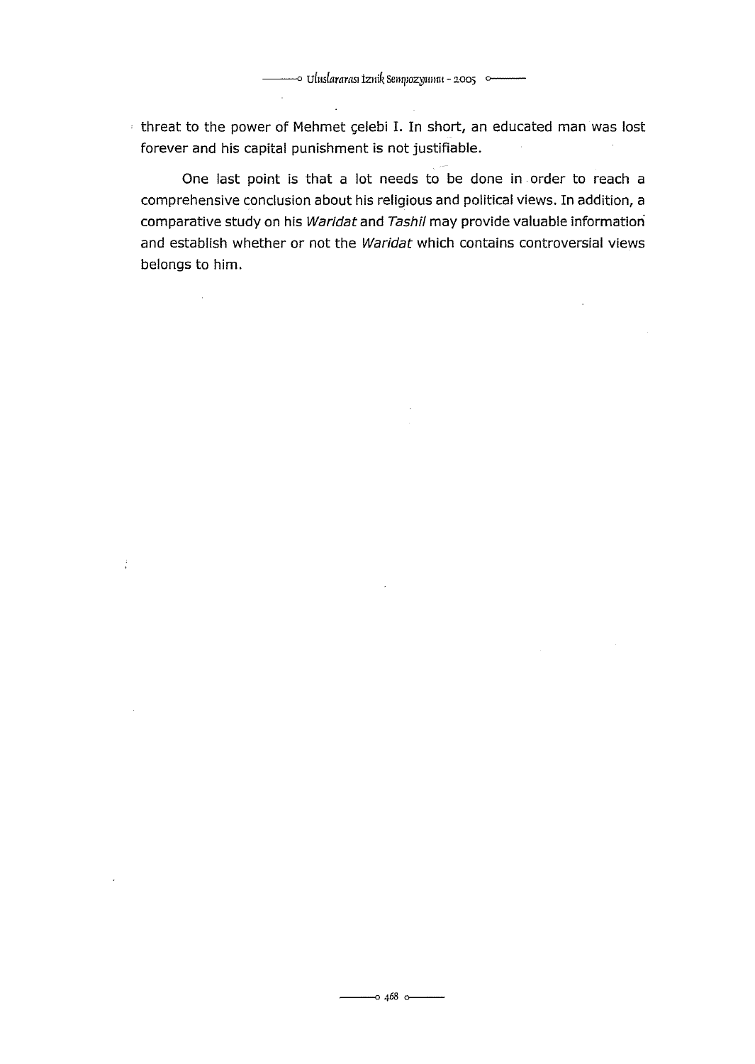threat to the power of Mehmet çelebi I. In short, an educated man was lost forever and his capital punishment is not justifiable.

One last point is that a lot needs to be done in order to reach a comprehensive conclusion about his religious and political views. In addition, a comparative study on his *Waridat* and *Tashil* may provide valuable information and establish whether or not the *Waridat* which contains controversial views belongs to him.